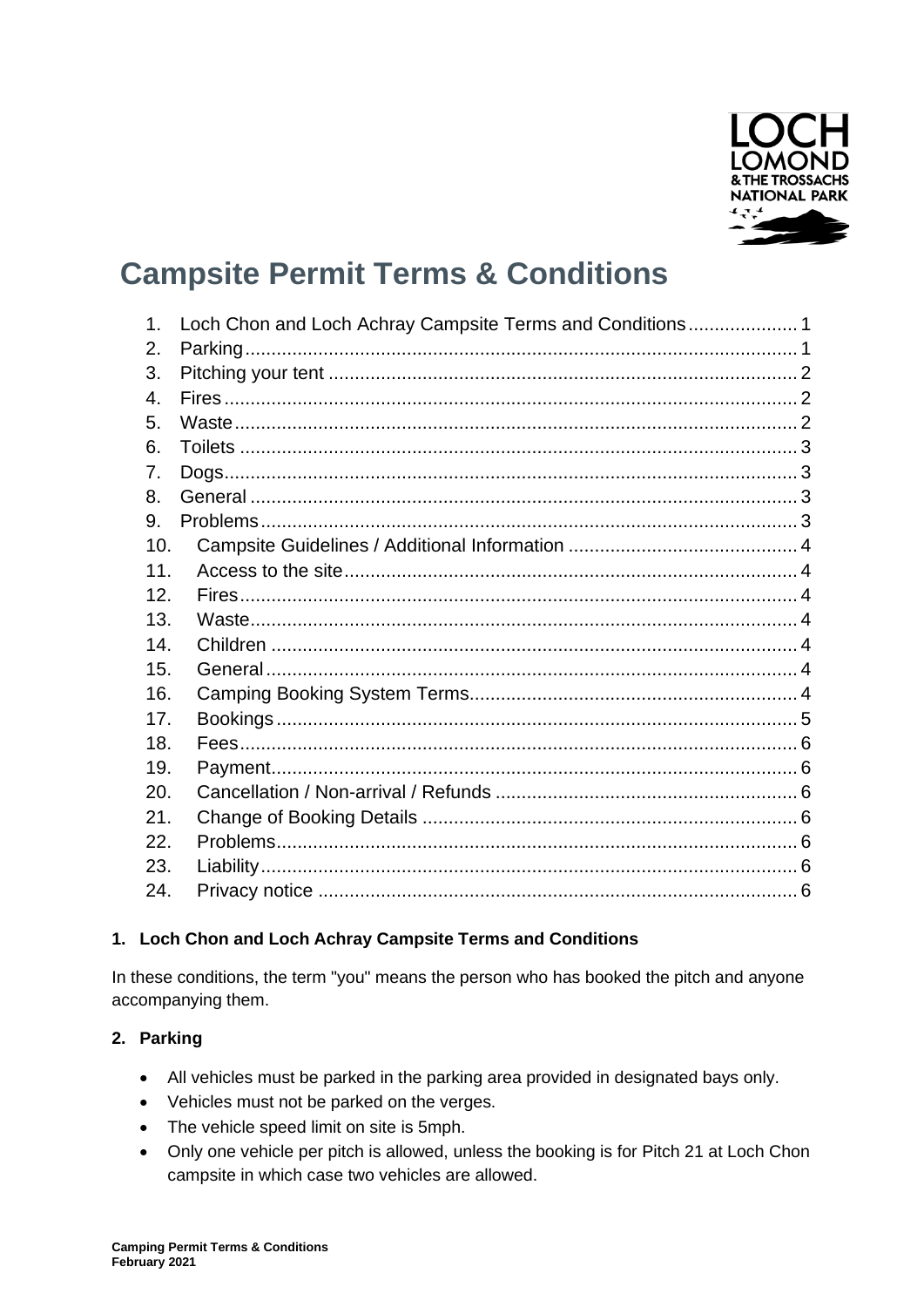# Campsite Permit Terms & Conditions

1. Loch Chon and Loch Achray Campsite Terms and Conditions ..... 1
2. Parking ..... 1
3. Pitching your tent ..... 2
4. Fires ..... 2
5. Waste ..... 2
6. Toilets ..... 3
7. Dogs ..... 3
8. General ..... 3
9. Problems ..... 3
10. Campsite Guidelines / Additional Information ..... 4
11. Access to the site ..... 4
12. Fires ..... 4
13. Waste ..... 4
14. Children ..... 4
15. General ..... 4
16. Camping Booking System Terms ..... 4
17. Bookings ..... 5
18. Fees ..... 6
19. Payment ..... 6
20. Cancellation / Non-arrival / Refunds ..... 6
21. Change of Booking Details ..... 6
22. Problems ..... 6
23. Liability ..... 6
24. Privacy notice ..... 6

## 1. Loch Chon and Loch Achray Campsite Terms and Conditions

In these conditions, the term "you" means the person who has booked the pitch and anyone accompanying them.

## 2. Parking

- All vehicles must be parked in the parking area provided in designated bays only.
- Vehicles must not be parked on the verges.
- The vehicle speed limit on site is 5mph.
- Only one vehicle per pitch is allowed, unless the booking is for Pitch 21 at Loch Chon campsite in which case two vehicles are allowed.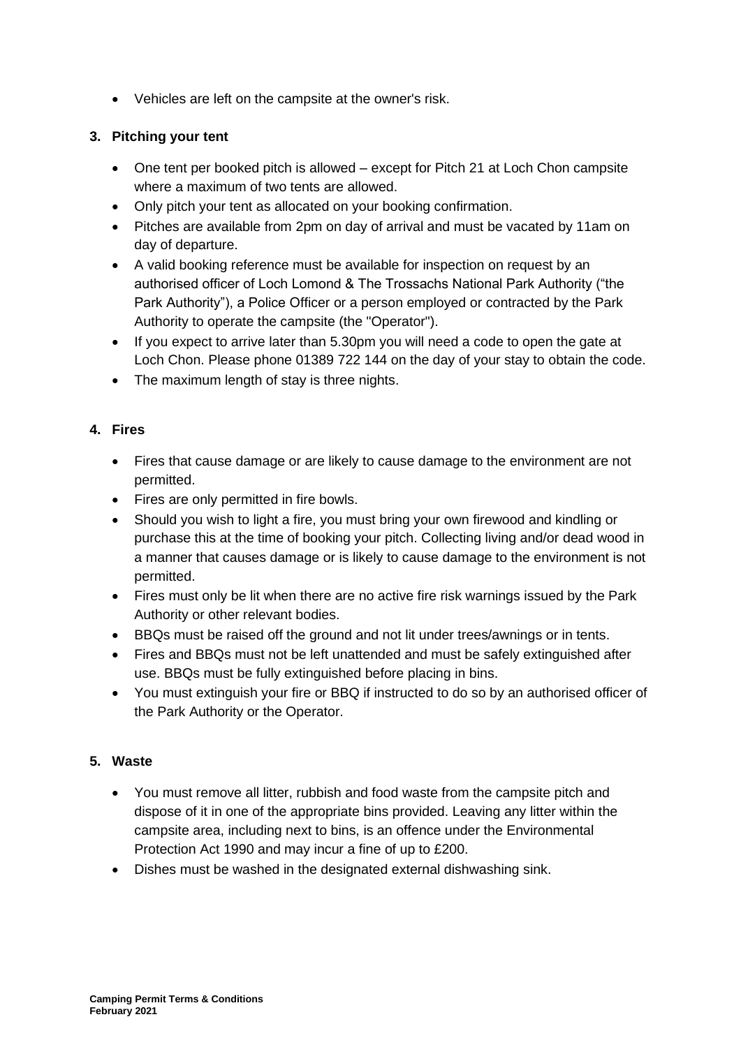- Vehicles are left on the campsite at the owner's risk.

## 3. Pitching your tent

- One tent per booked pitch is allowed – except for Pitch 21 at Loch Chon campsite where a maximum of two tents are allowed.
- Only pitch your tent as allocated on your booking confirmation.
- Pitches are available from 2pm on day of arrival and must be vacated by 11am on day of departure.
- A valid booking reference must be available for inspection on request by an authorised officer of Loch Lomond & The Trossachs National Park Authority ("the Park Authority"), a Police Officer or a person employed or contracted by the Park Authority to operate the campsite (the "Operator").
- If you expect to arrive later than 5.30pm you will need a code to open the gate at Loch Chon. Please phone 01389 722 144 on the day of your stay to obtain the code.
- The maximum length of stay is three nights.

## 4. Fires

- Fires that cause damage or are likely to cause damage to the environment are not permitted.
- Fires are only permitted in fire bowls.
- Should you wish to light a fire, you must bring your own firewood and kindling or purchase this at the time of booking your pitch. Collecting living and/or dead wood in a manner that causes damage or is likely to cause damage to the environment is not permitted.
- Fires must only be lit when there are no active fire risk warnings issued by the Park Authority or other relevant bodies.
- BBQs must be raised off the ground and not lit under trees/awnings or in tents.
- Fires and BBQs must not be left unattended and must be safely extinguished after use. BBQs must be fully extinguished before placing in bins.
- You must extinguish your fire or BBQ if instructed to do so by an authorised officer of the Park Authority or the Operator.

## 5. Waste

- You must remove all litter, rubbish and food waste from the campsite pitch and dispose of it in one of the appropriate bins provided. Leaving any litter within the campsite area, including next to bins, is an offence under the Environmental Protection Act 1990 and may incur a fine of up to £200.
- Dishes must be washed in the designated external dishwashing sink.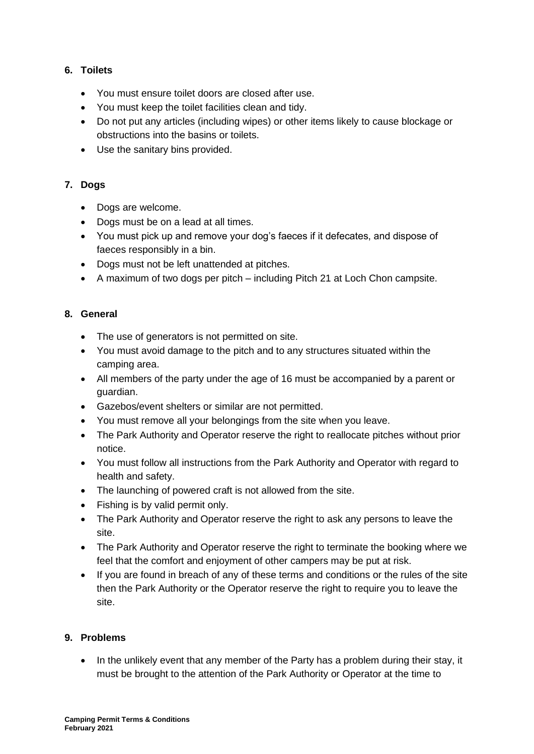## 6. Toilets

- You must ensure toilet doors are closed after use.
- You must keep the toilet facilities clean and tidy.
- Do not put any articles (including wipes) or other items likely to cause blockage or obstructions into the basins or toilets.
- Use the sanitary bins provided.

## 7. Dogs

- Dogs are welcome.
- Dogs must be on a lead at all times.
- You must pick up and remove your dog's faeces if it defecates, and dispose of faeces responsibly in a bin.
- Dogs must not be left unattended at pitches.
- A maximum of two dogs per pitch – including Pitch 21 at Loch Chon campsite.

## 8. General

- The use of generators is not permitted on site.
- You must avoid damage to the pitch and to any structures situated within the camping area.
- All members of the party under the age of 16 must be accompanied by a parent or guardian.
- Gazebos/event shelters or similar are not permitted.
- You must remove all your belongings from the site when you leave.
- The Park Authority and Operator reserve the right to reallocate pitches without prior notice.
- You must follow all instructions from the Park Authority and Operator with regard to health and safety.
- The launching of powered craft is not allowed from the site.
- Fishing is by valid permit only.
- The Park Authority and Operator reserve the right to ask any persons to leave the site.
- The Park Authority and Operator reserve the right to terminate the booking where we feel that the comfort and enjoyment of other campers may be put at risk.
- If you are found in breach of any of these terms and conditions or the rules of the site then the Park Authority or the Operator reserve the right to require you to leave the site.

## 9. Problems

- In the unlikely event that any member of the Party has a problem during their stay, it must be brought to the attention of the Park Authority or Operator at the time to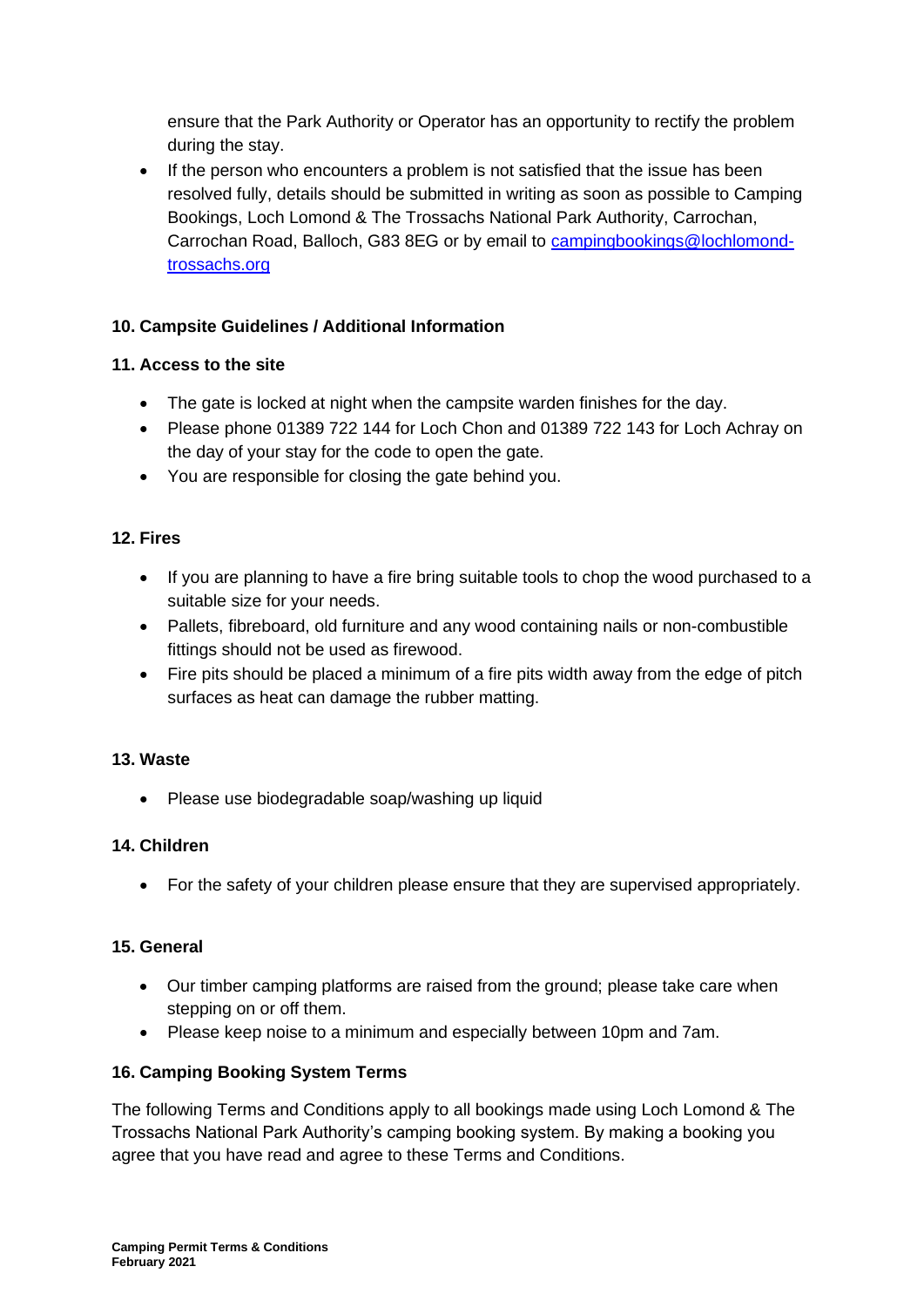ensure that the Park Authority or Operator has an opportunity to rectify the problem during the stay.

- If the person who encounters a problem is not satisfied that the issue has been resolved fully, details should be submitted in writing as soon as possible to Camping Bookings, Loch Lomond & The Trossachs National Park Authority, Carrochan, Carrochan Road, Balloch, G83 8EG or by email to [campingbookings@lochlomond-trossachs.org](mailto:campingbookings@lochlomond-trossachs.org)

**10. Campsite Guidelines / Additional Information**

**11. Access to the site**

- The gate is locked at night when the campsite warden finishes for the day.
- Please phone 01389 722 144 for Loch Chon and 01389 722 143 for Loch Achray on the day of your stay for the code to open the gate.
- You are responsible for closing the gate behind you.

**12. Fires**

- If you are planning to have a fire bring suitable tools to chop the wood purchased to a suitable size for your needs.
- Pallets, fibreboard, old furniture and any wood containing nails or non-combustible fittings should not be used as firewood.
- Fire pits should be placed a minimum of a fire pits width away from the edge of pitch surfaces as heat can damage the rubber matting.

**13. Waste**

- Please use biodegradable soap/washing up liquid

**14. Children**

- For the safety of your children please ensure that they are supervised appropriately.

**15. General**

- Our timber camping platforms are raised from the ground; please take care when stepping on or off them.
- Please keep noise to a minimum and especially between 10pm and 7am.

**16. Camping Booking System Terms**

The following Terms and Conditions apply to all bookings made using Loch Lomond & The Trossachs National Park Authority's camping booking system. By making a booking you agree that you have read and agree to these Terms and Conditions.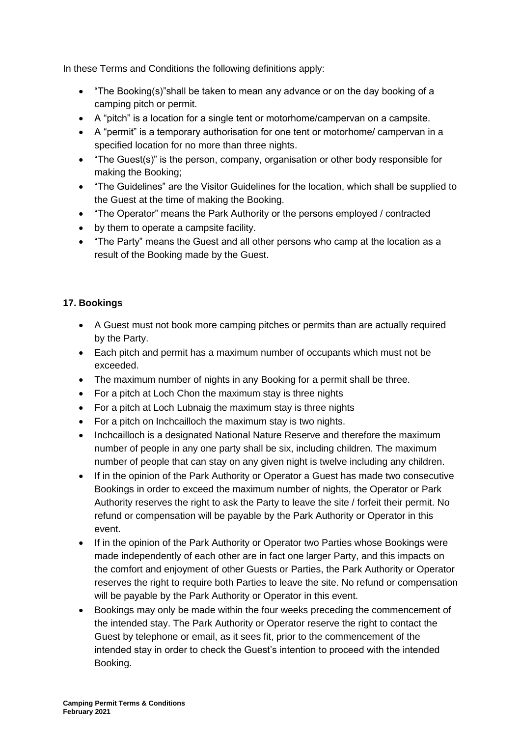In these Terms and Conditions the following definitions apply:

- "The Booking(s)"shall be taken to mean any advance or on the day booking of a camping pitch or permit.
- A "pitch" is a location for a single tent or motorhome/campervan on a campsite.
- A "permit" is a temporary authorisation for one tent or motorhome/ campervan in a specified location for no more than three nights.
- "The Guest(s)" is the person, company, organisation or other body responsible for making the Booking;
- "The Guidelines" are the Visitor Guidelines for the location, which shall be supplied to the Guest at the time of making the Booking.
- "The Operator" means the Park Authority or the persons employed / contracted
- by them to operate a campsite facility.
- "The Party" means the Guest and all other persons who camp at the location as a result of the Booking made by the Guest.

## 17. Bookings

- A Guest must not book more camping pitches or permits than are actually required by the Party.
- Each pitch and permit has a maximum number of occupants which must not be exceeded.
- The maximum number of nights in any Booking for a permit shall be three.
- For a pitch at Loch Chon the maximum stay is three nights
- For a pitch at Loch Lubnaig the maximum stay is three nights
- For a pitch on Inchcailloch the maximum stay is two nights.
- Inchcailloch is a designated National Nature Reserve and therefore the maximum number of people in any one party shall be six, including children. The maximum number of people that can stay on any given night is twelve including any children.
- If in the opinion of the Park Authority or Operator a Guest has made two consecutive Bookings in order to exceed the maximum number of nights, the Operator or Park Authority reserves the right to ask the Party to leave the site / forfeit their permit. No refund or compensation will be payable by the Park Authority or Operator in this event.
- If in the opinion of the Park Authority or Operator two Parties whose Bookings were made independently of each other are in fact one larger Party, and this impacts on the comfort and enjoyment of other Guests or Parties, the Park Authority or Operator reserves the right to require both Parties to leave the site. No refund or compensation will be payable by the Park Authority or Operator in this event.
- Bookings may only be made within the four weeks preceding the commencement of the intended stay. The Park Authority or Operator reserve the right to contact the Guest by telephone or email, as it sees fit, prior to the commencement of the intended stay in order to check the Guest's intention to proceed with the intended Booking.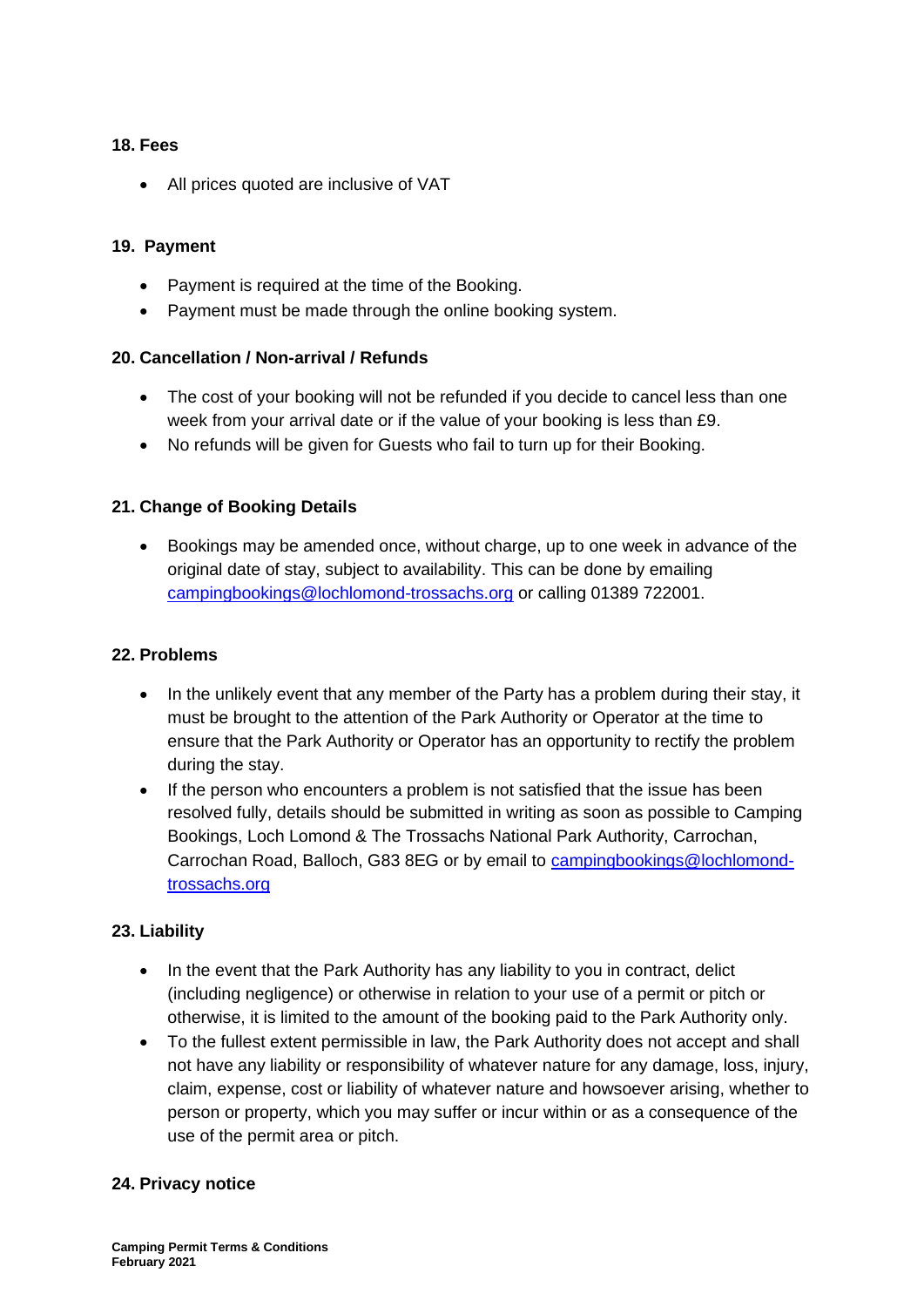## 18. Fees

- All prices quoted are inclusive of VAT

## 19. Payment

- Payment is required at the time of the Booking.
- Payment must be made through the online booking system.

## 20. Cancellation / Non-arrival / Refunds

- The cost of your booking will not be refunded if you decide to cancel less than one week from your arrival date or if the value of your booking is less than £9.
- No refunds will be given for Guests who fail to turn up for their Booking.

## 21. Change of Booking Details

- Bookings may be amended once, without charge, up to one week in advance of the original date of stay, subject to availability. This can be done by emailing campingbookings@lochlomond-trossachs.org or calling 01389 722001.

## 22. Problems

- In the unlikely event that any member of the Party has a problem during their stay, it must be brought to the attention of the Park Authority or Operator at the time to ensure that the Park Authority or Operator has an opportunity to rectify the problem during the stay.
- If the person who encounters a problem is not satisfied that the issue has been resolved fully, details should be submitted in writing as soon as possible to Camping Bookings, Loch Lomond & The Trossachs National Park Authority, Carrochan, Carrochan Road, Balloch, G83 8EG or by email to campingbookings@lochlomond-trossachs.org

## 23. Liability

- In the event that the Park Authority has any liability to you in contract, delict (including negligence) or otherwise in relation to your use of a permit or pitch or otherwise, it is limited to the amount of the booking paid to the Park Authority only.
- To the fullest extent permissible in law, the Park Authority does not accept and shall not have any liability or responsibility of whatever nature for any damage, loss, injury, claim, expense, cost or liability of whatever nature and howsoever arising, whether to person or property, which you may suffer or incur within or as a consequence of the use of the permit area or pitch.

## 24. Privacy notice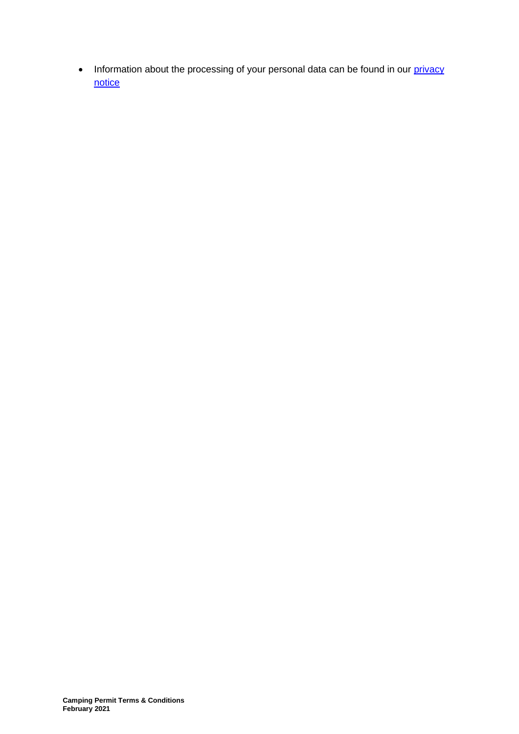- Information about the processing of your personal data can be found in our privacy notice